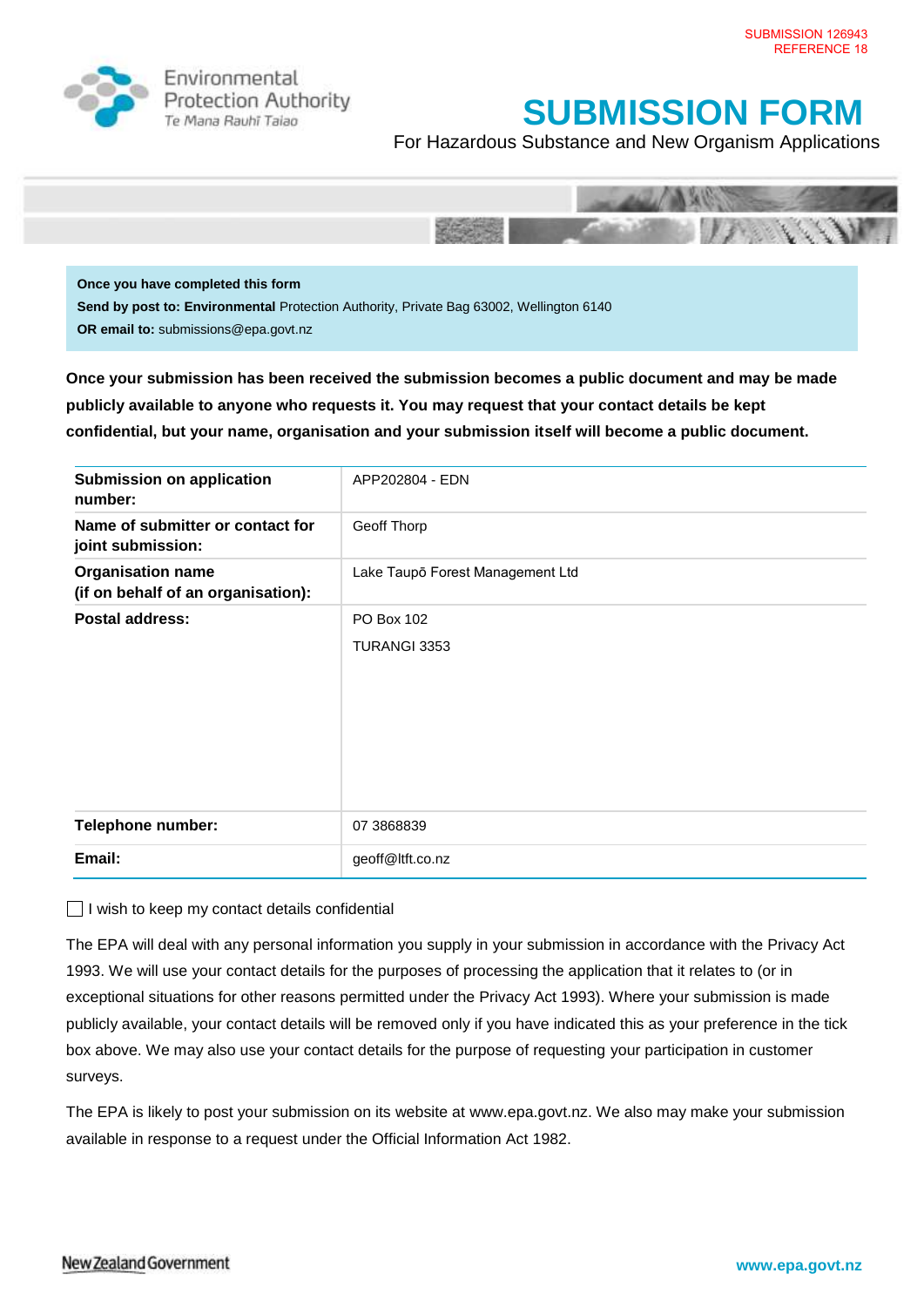SUBMISSION 126943
REFERENCE 18

Environmental Protection Authority
Te Mana Rauhī Taiao

# SUBMISSION FORM

For Hazardous Substance and New Organism Applications

**Once you have completed this form**

**Send by post to: Environmental** Protection Authority, Private Bag 63002, Wellington 6140

**OR email to:** submissions@epa.govt.nz

**Once your submission has been received the submission becomes a public document and may be made publicly available to anyone who requests it. You may request that your contact details be kept confidential, but your name, organisation and your submission itself will become a public document.**

| | |
|---|---|
| **Submission on application number:** | APP202804 - EDN |
| **Name of submitter or contact for joint submission:** | Geoff Thorp |
| **Organisation name (if on behalf of an organisation):** | Lake Taupō Forest Management Ltd |
| **Postal address:** | PO Box 102<br>TURANGI 3353 |
| **Telephone number:** | 07 3868839 |
| **Email:** | geoff@ltft.co.nz |

☐ I wish to keep my contact details confidential

The EPA will deal with any personal information you supply in your submission in accordance with the Privacy Act 1993. We will use your contact details for the purposes of processing the application that it relates to (or in exceptional situations for other reasons permitted under the Privacy Act 1993). Where your submission is made publicly available, your contact details will be removed only if you have indicated this as your preference in the tick box above. We may also use your contact details for the purpose of requesting your participation in customer surveys.

The EPA is likely to post your submission on its website at www.epa.govt.nz. We also may make your submission available in response to a request under the Official Information Act 1982.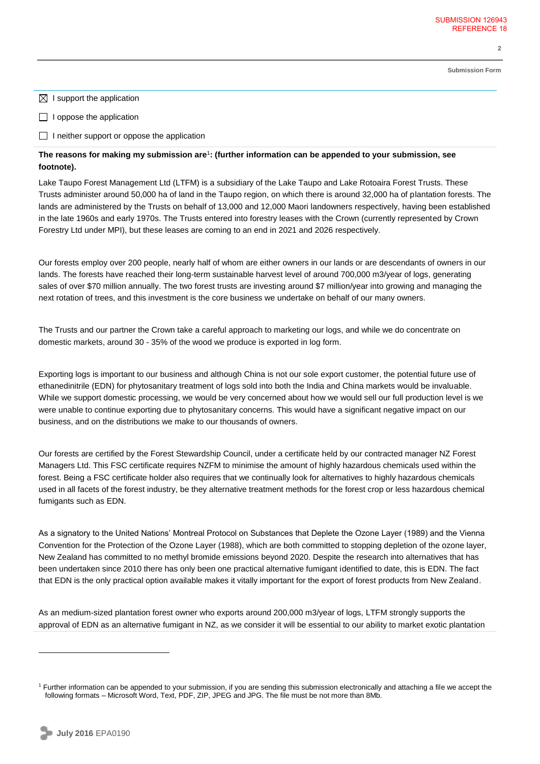☒ I support the application

☐ I oppose the application

☐ I neither support or oppose the application

**The reasons for making my submission are**[1]**: (further information can be appended to your submission, see footnote).**

Lake Taupo Forest Management Ltd (LTFM) is a subsidiary of the Lake Taupo and Lake Rotoaira Forest Trusts. These Trusts administer around 50,000 ha of land in the Taupo region, on which there is around 32,000 ha of plantation forests. The lands are administered by the Trusts on behalf of 13,000 and 12,000 Maori landowners respectively, having been established in the late 1960s and early 1970s. The Trusts entered into forestry leases with the Crown (currently represented by Crown Forestry Ltd under MPI), but these leases are coming to an end in 2021 and 2026 respectively.

Our forests employ over 200 people, nearly half of whom are either owners in our lands or are descendants of owners in our lands. The forests have reached their long-term sustainable harvest level of around 700,000 m3/year of logs, generating sales of over $70 million annually. The two forest trusts are investing around $7 million/year into growing and managing the next rotation of trees, and this investment is the core business we undertake on behalf of our many owners.

The Trusts and our partner the Crown take a careful approach to marketing our logs, and while we do concentrate on domestic markets, around 30 - 35% of the wood we produce is exported in log form.

Exporting logs is important to our business and although China is not our sole export customer, the potential future use of ethanedinitrile (EDN) for phytosanitary treatment of logs sold into both the India and China markets would be invaluable. While we support domestic processing, we would be very concerned about how we would sell our full production level is we were unable to continue exporting due to phytosanitary concerns. This would have a significant negative impact on our business, and on the distributions we make to our thousands of owners.

Our forests are certified by the Forest Stewardship Council, under a certificate held by our contracted manager NZ Forest Managers Ltd. This FSC certificate requires NZFM to minimise the amount of highly hazardous chemicals used within the forest. Being a FSC certificate holder also requires that we continually look for alternatives to highly hazardous chemicals used in all facets of the forest industry, be they alternative treatment methods for the forest crop or less hazardous chemical fumigants such as EDN.

As a signatory to the United Nations' Montreal Protocol on Substances that Deplete the Ozone Layer (1989) and the Vienna Convention for the Protection of the Ozone Layer (1988), which are both committed to stopping depletion of the ozone layer, New Zealand has committed to no methyl bromide emissions beyond 2020. Despite the research into alternatives that has been undertaken since 2010 there has only been one practical alternative fumigant identified to date, this is EDN. The fact that EDN is the only practical option available makes it vitally important for the export of forest products from New Zealand.

As an medium-sized plantation forest owner who exports around 200,000 m3/year of logs, LTFM strongly supports the approval of EDN as an alternative fumigant in NZ, as we consider it will be essential to our ability to market exotic plantation

---

[1] Further information can be appended to your submission, if you are sending this submission electronically and attaching a file we accept the following formats – Microsoft Word, Text, PDF, ZIP, JPEG and JPG. The file must be not more than 8Mb.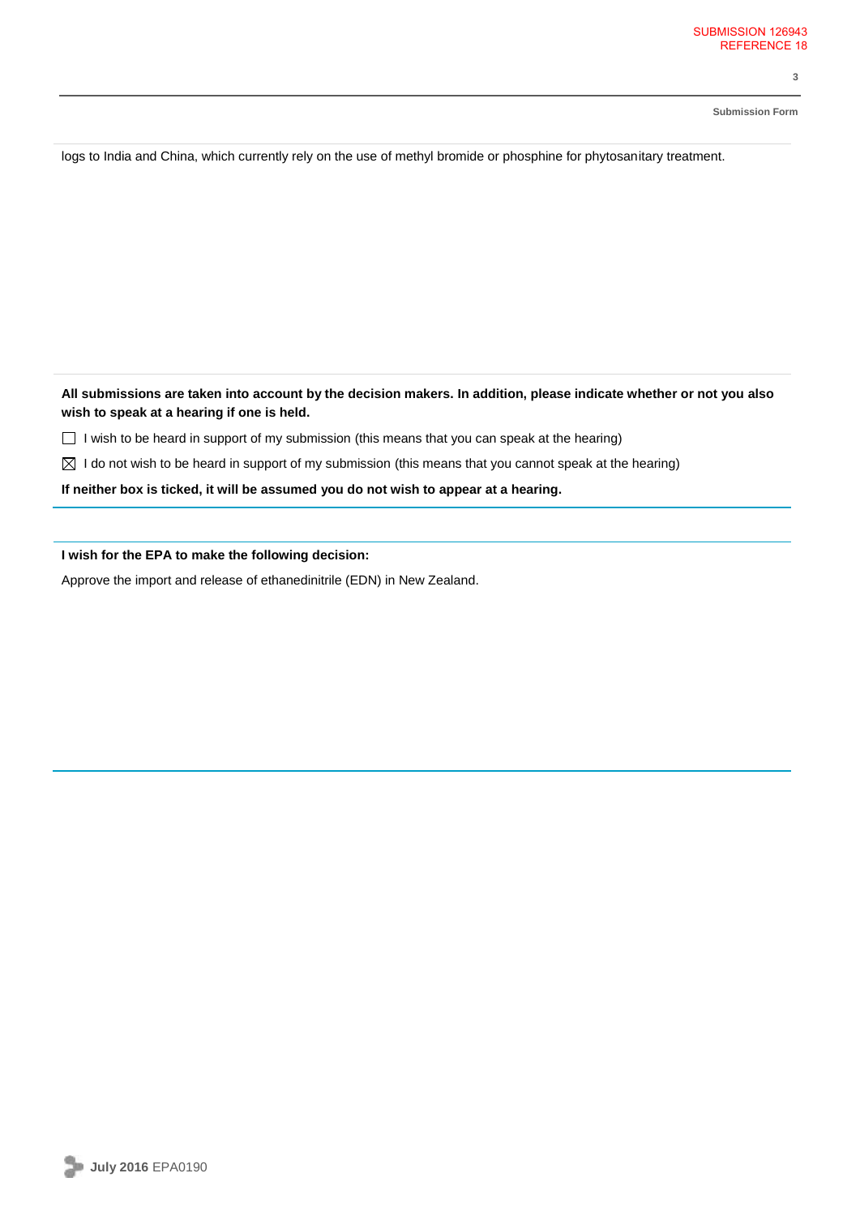logs to India and China, which currently rely on the use of methyl bromide or phosphine for phytosanitary treatment.

**All submissions are taken into account by the decision makers. In addition, please indicate whether or not you also wish to speak at a hearing if one is held.**

☐ I wish to be heard in support of my submission (this means that you can speak at the hearing)

☒ I do not wish to be heard in support of my submission (this means that you cannot speak at the hearing)

**If neither box is ticked, it will be assumed you do not wish to appear at a hearing.**

**I wish for the EPA to make the following decision:**

Approve the import and release of ethanedinitrile (EDN) in New Zealand.